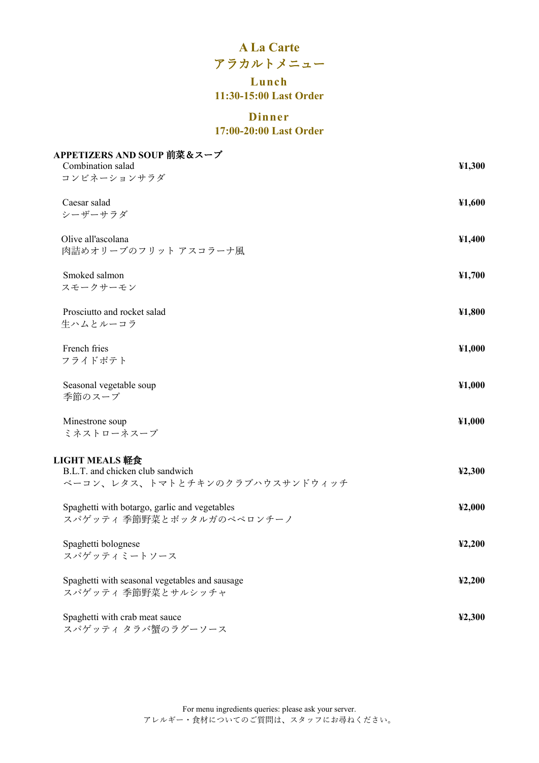# A La Carte
# アラカルトメニュー

**Lunch**
**11:30-15:00 Last Order**

**Dinner**
**17:00-20:00 Last Order**

## APPETIZERS AND SOUP 前菜＆スープ

| Item | Price |
|---|---|
| Combination salad<br>コンビネーションサラダ | **¥1,300** |
| Caesar salad<br>シーザーサラダ | **¥1,600** |
| Olive all'ascolana<br>肉詰めオリーブのフリット アスコラーナ風 | **¥1,400** |
| Smoked salmon<br>スモークサーモン | **¥1,700** |
| Prosciutto and rocket salad<br>生ハムとルーコラ | **¥1,800** |
| French fries<br>フライドポテト | **¥1,000** |
| Seasonal vegetable soup<br>季節のスープ | **¥1,000** |
| Minestrone soup<br>ミネストローネスープ | **¥1,000** |

## LIGHT MEALS 軽食

| Item | Price |
|---|---|
| B.L.T. and chicken club sandwich<br>ベーコン、レタス、トマトとチキンのクラブハウスサンドウィッチ | **¥2,300** |
| Spaghetti with botargo, garlic and vegetables<br>スパゲッティ 季節野菜とボッタルガのペペロンチーノ | **¥2,000** |
| Spaghetti bolognese<br>スパゲッティミートソース | **¥2,200** |
| Spaghetti with seasonal vegetables and sausage<br>スパゲッティ 季節野菜とサルシッチャ | **¥2,200** |
| Spaghetti with crab meat sauce<br>スパゲッティ タラバ蟹のラグーソース | **¥2,300** |

For menu ingredients queries: please ask your server.
アレルギー・食材についてのご質問は、スタッフにお尋ねください。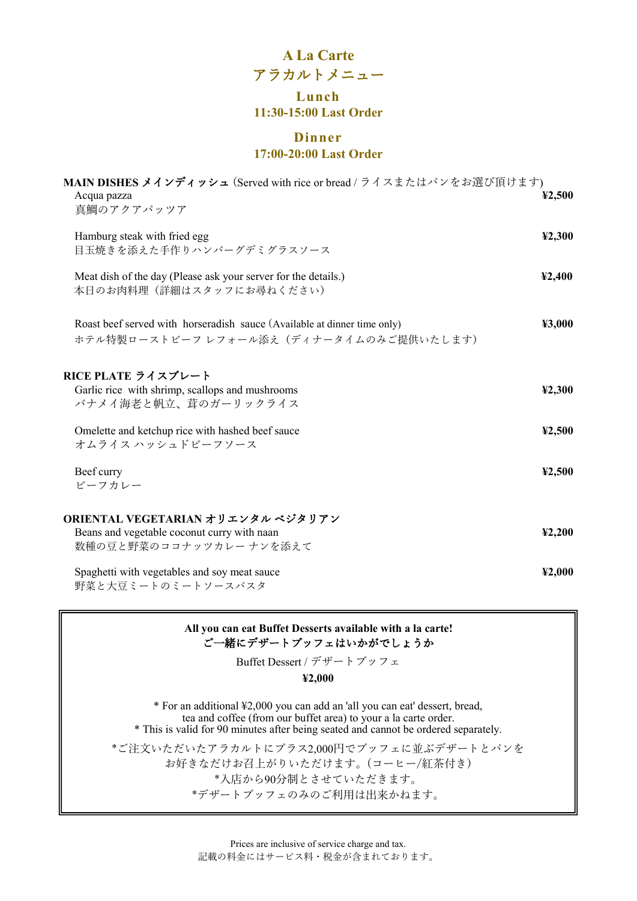# A La Carte
# アラカルトメニュー

## Lunch
**11:30-15:00 Last Order**

## Dinner
**17:00-20:00 Last Order**

**MAIN DISHES メインディッシュ** (Served with rice or bread / ライスまたはパンをお選び頂けます)

| | |
|---|---|
| Acqua pazza<br>真鯛のアクアパッツア | **¥2,500** |
| Hamburg steak with fried egg<br>目玉焼きを添えた手作りハンバーグデミグラスソース | **¥2,300** |
| Meat dish of the day (Please ask your server for the details.)<br>本日のお肉料理（詳細はスタッフにお尋ねください） | **¥2,400** |
| Roast beef served with horseradish sauce (Available at dinner time only)<br>ホテル特製ローストビーフ レフォール添え（ディナータイムのみご提供いたします） | **¥3,000** |

**RICE PLATE ライスプレート**

| | |
|---|---|
| Garlic rice with shrimp, scallops and mushrooms<br>バナメイ海老と帆立、茸のガーリックライス | **¥2,300** |
| Omelette and ketchup rice with hashed beef sauce<br>オムライス ハッシュドビーフソース | **¥2,500** |
| Beef curry<br>ビーフカレー | **¥2,500** |

**ORIENTAL VEGETARIAN オリエンタル ベジタリアン**

| | |
|---|---|
| Beans and vegetable coconut curry with naan<br>数種の豆と野菜のココナッツカレー ナンを添えて | **¥2,200** |
| Spaghetti with vegetables and soy meat sauce<br>野菜と大豆ミートのミートソースパスタ | **¥2,000** |

**All you can eat Buffet Desserts available with a la carte!**
**ご一緒にデザートブッフェはいかがでしょうか**

Buffet Dessert / デザートブッフェ

**¥2,000**

* For an additional ¥2,000 you can add an 'all you can eat' dessert, bread, tea and coffee (from our buffet area) to your a la carte order.
* This is valid for 90 minutes after being seated and cannot be ordered separately.

*ご注文いただいたアラカルトにプラス2,000円でブッフェに並ぶデザートとパンをお好きなだけお召上がりいただけます。(コーヒー/紅茶付き)
*入店から90分制とさせていただきます。
*デザートブッフェのみのご利用は出来かねます。

Prices are inclusive of service charge and tax.
記載の料金にはサービス料・税金が含まれております。